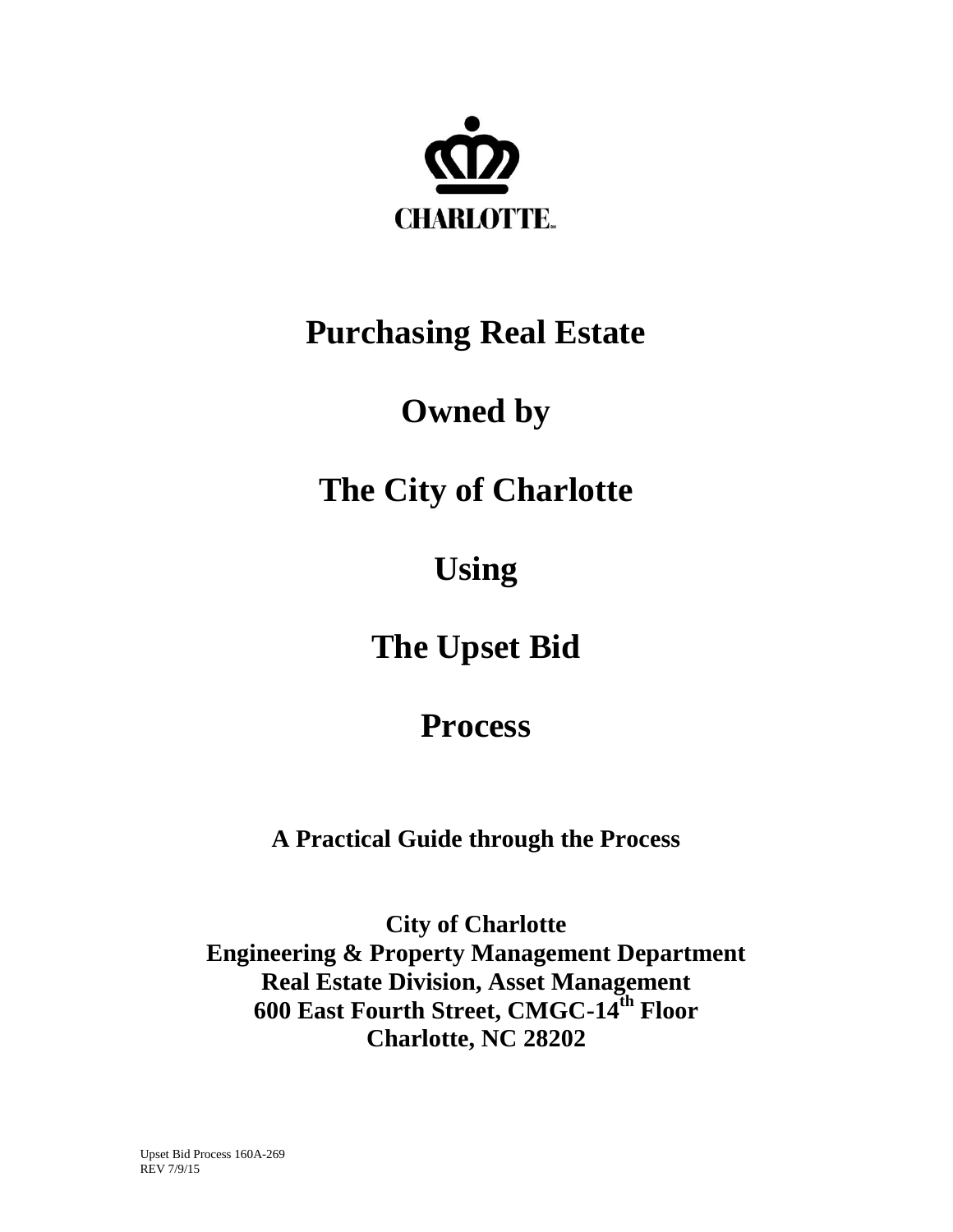# Purchasing Real Estate

# Owned by

# The City of Charlotte

# Using

# The Upset Bid

# Process

**A Practical Guide through the Process**

**City of Charlotte**
**Engineering & Property Management Department**
**Real Estate Division, Asset Management**
**600 East Fourth Street, CMGC-14th Floor**
**Charlotte, NC 28202**

Upset Bid Process 160A-269
REV 7/9/15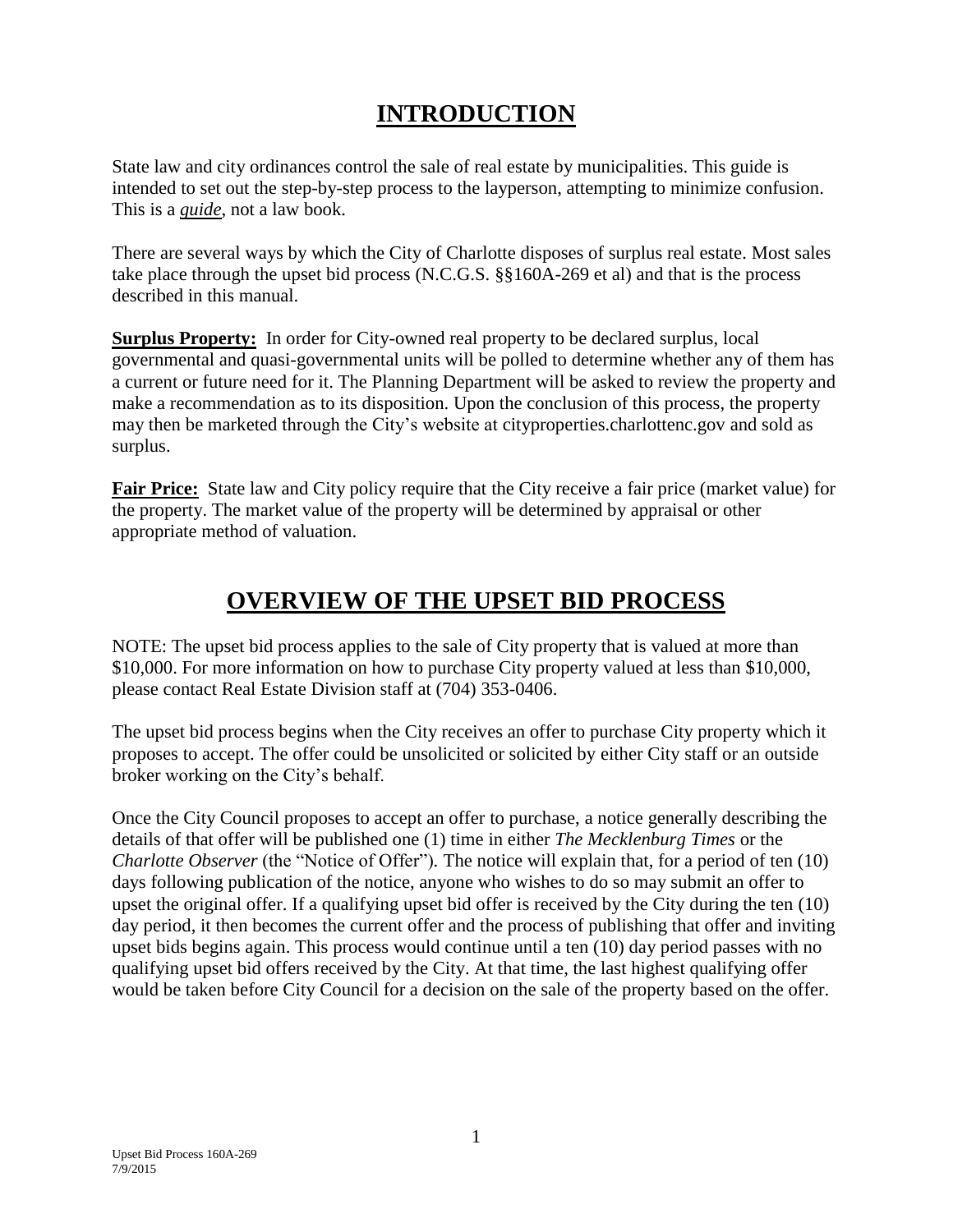# INTRODUCTION

State law and city ordinances control the sale of real estate by municipalities. This guide is intended to set out the step-by-step process to the layperson, attempting to minimize confusion. This is a ***guide***, not a law book.

There are several ways by which the City of Charlotte disposes of surplus real estate. Most sales take place through the upset bid process (N.C.G.S. §§160A-269 et al) and that is the process described in this manual.

**Surplus Property:** In order for City-owned real property to be declared surplus, local governmental and quasi-governmental units will be polled to determine whether any of them has a current or future need for it. The Planning Department will be asked to review the property and make a recommendation as to its disposition. Upon the conclusion of this process, the property may then be marketed through the City's website at cityproperties.charlottenc.gov and sold as surplus.

**Fair Price:** State law and City policy require that the City receive a fair price (market value) for the property. The market value of the property will be determined by appraisal or other appropriate method of valuation.

# OVERVIEW OF THE UPSET BID PROCESS

NOTE: The upset bid process applies to the sale of City property that is valued at more than $10,000. For more information on how to purchase City property valued at less than $10,000, please contact Real Estate Division staff at (704) 353-0406.

The upset bid process begins when the City receives an offer to purchase City property which it proposes to accept. The offer could be unsolicited or solicited by either City staff or an outside broker working on the City's behalf.

Once the City Council proposes to accept an offer to purchase, a notice generally describing the details of that offer will be published one (1) time in either *The Mecklenburg Times* or the *Charlotte Observer* (the "Notice of Offer"). The notice will explain that, for a period of ten (10) days following publication of the notice, anyone who wishes to do so may submit an offer to upset the original offer. If a qualifying upset bid offer is received by the City during the ten (10) day period, it then becomes the current offer and the process of publishing that offer and inviting upset bids begins again. This process would continue until a ten (10) day period passes with no qualifying upset bid offers received by the City. At that time, the last highest qualifying offer would be taken before City Council for a decision on the sale of the property based on the offer.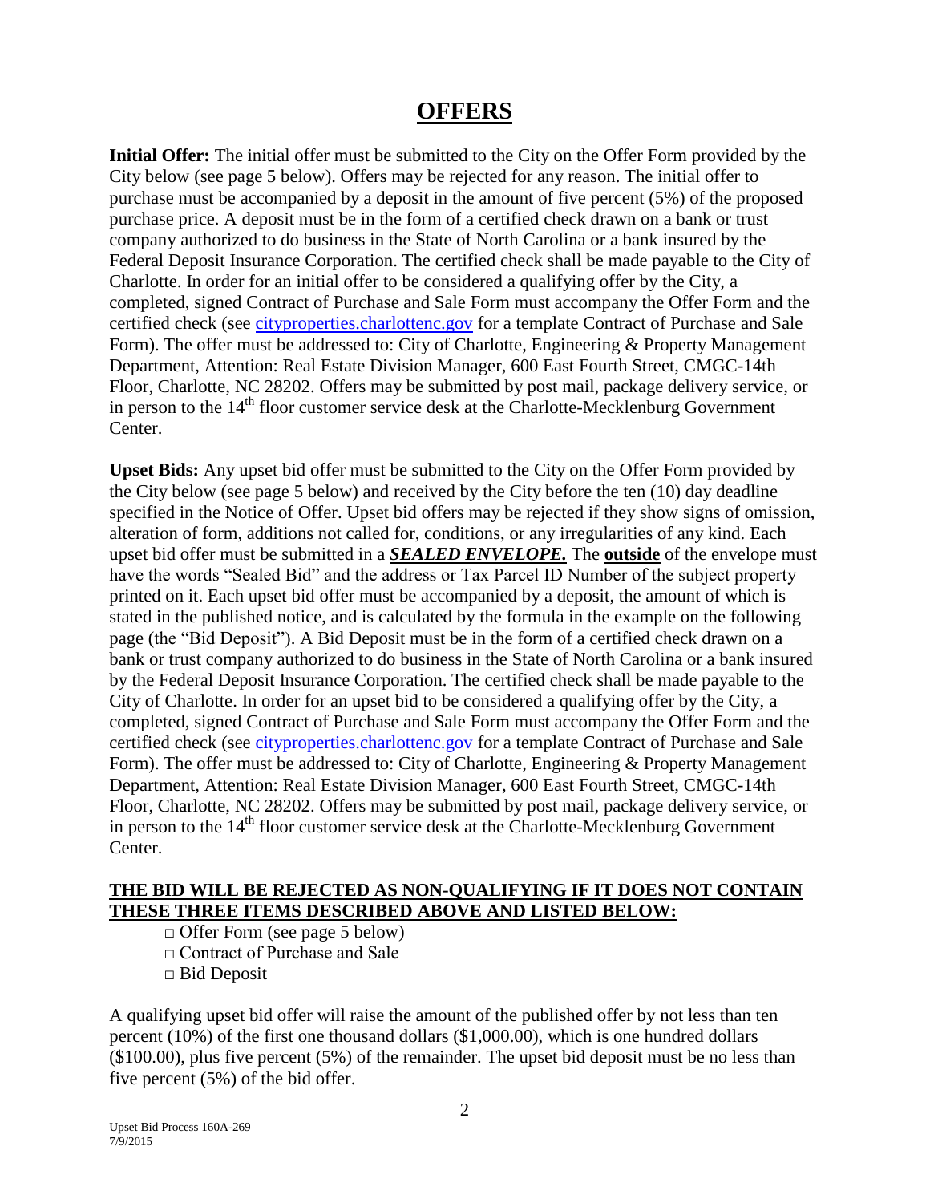# OFFERS

**Initial Offer:** The initial offer must be submitted to the City on the Offer Form provided by the City below (see page 5 below). Offers may be rejected for any reason. The initial offer to purchase must be accompanied by a deposit in the amount of five percent (5%) of the proposed purchase price. A deposit must be in the form of a certified check drawn on a bank or trust company authorized to do business in the State of North Carolina or a bank insured by the Federal Deposit Insurance Corporation. The certified check shall be made payable to the City of Charlotte. In order for an initial offer to be considered a qualifying offer by the City, a completed, signed Contract of Purchase and Sale Form must accompany the Offer Form and the certified check (see cityproperties.charlottenc.gov for a template Contract of Purchase and Sale Form). The offer must be addressed to: City of Charlotte, Engineering & Property Management Department, Attention: Real Estate Division Manager, 600 East Fourth Street, CMGC-14th Floor, Charlotte, NC 28202. Offers may be submitted by post mail, package delivery service, or in person to the 14th floor customer service desk at the Charlotte-Mecklenburg Government Center.

**Upset Bids:** Any upset bid offer must be submitted to the City on the Offer Form provided by the City below (see page 5 below) and received by the City before the ten (10) day deadline specified in the Notice of Offer. Upset bid offers may be rejected if they show signs of omission, alteration of form, additions not called for, conditions, or any irregularities of any kind. Each upset bid offer must be submitted in a ***SEALED ENVELOPE.*** The **outside** of the envelope must have the words "Sealed Bid" and the address or Tax Parcel ID Number of the subject property printed on it. Each upset bid offer must be accompanied by a deposit, the amount of which is stated in the published notice, and is calculated by the formula in the example on the following page (the "Bid Deposit"). A Bid Deposit must be in the form of a certified check drawn on a bank or trust company authorized to do business in the State of North Carolina or a bank insured by the Federal Deposit Insurance Corporation. The certified check shall be made payable to the City of Charlotte. In order for an upset bid to be considered a qualifying offer by the City, a completed, signed Contract of Purchase and Sale Form must accompany the Offer Form and the certified check (see cityproperties.charlottenc.gov for a template Contract of Purchase and Sale Form). The offer must be addressed to: City of Charlotte, Engineering & Property Management Department, Attention: Real Estate Division Manager, 600 East Fourth Street, CMGC-14th Floor, Charlotte, NC 28202. Offers may be submitted by post mail, package delivery service, or in person to the 14th floor customer service desk at the Charlotte-Mecklenburg Government Center.

**THE BID WILL BE REJECTED AS NON-QUALIFYING IF IT DOES NOT CONTAIN THESE THREE ITEMS DESCRIBED ABOVE AND LISTED BELOW:**

- □ Offer Form (see page 5 below)
- □ Contract of Purchase and Sale
- □ Bid Deposit

A qualifying upset bid offer will raise the amount of the published offer by not less than ten percent (10%) of the first one thousand dollars ($1,000.00), which is one hundred dollars ($100.00), plus five percent (5%) of the remainder. The upset bid deposit must be no less than five percent (5%) of the bid offer.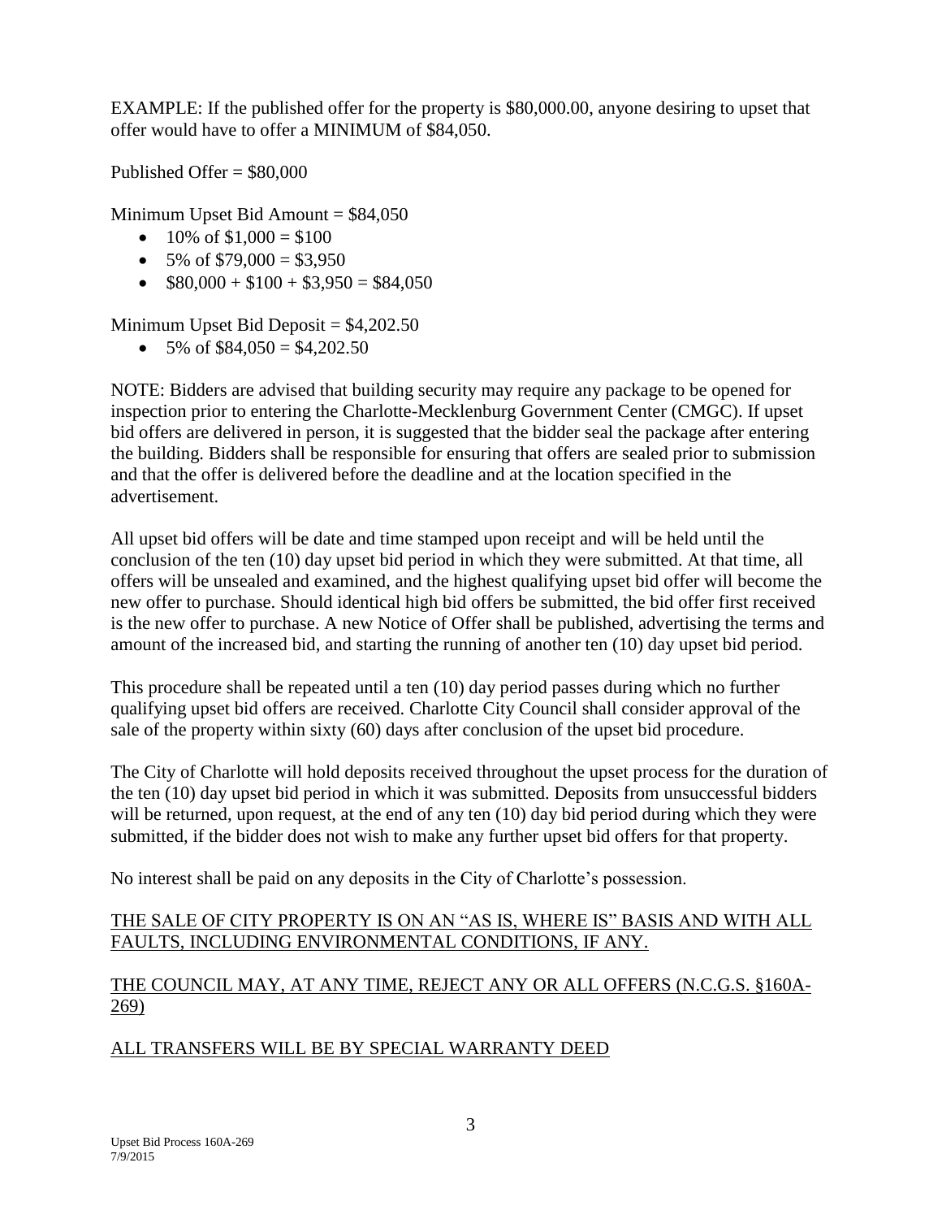EXAMPLE: If the published offer for the property is $80,000.00, anyone desiring to upset that offer would have to offer a MINIMUM of $84,050.

Published Offer = $80,000

Minimum Upset Bid Amount = $84,050

- 10% of $1,000 = $100
- 5% of $79,000 = $3,950
- $80,000 + $100 + $3,950 = $84,050

Minimum Upset Bid Deposit = $4,202.50

- 5% of $84,050 = $4,202.50

NOTE: Bidders are advised that building security may require any package to be opened for inspection prior to entering the Charlotte-Mecklenburg Government Center (CMGC). If upset bid offers are delivered in person, it is suggested that the bidder seal the package after entering the building. Bidders shall be responsible for ensuring that offers are sealed prior to submission and that the offer is delivered before the deadline and at the location specified in the advertisement.

All upset bid offers will be date and time stamped upon receipt and will be held until the conclusion of the ten (10) day upset bid period in which they were submitted. At that time, all offers will be unsealed and examined, and the highest qualifying upset bid offer will become the new offer to purchase. Should identical high bid offers be submitted, the bid offer first received is the new offer to purchase. A new Notice of Offer shall be published, advertising the terms and amount of the increased bid, and starting the running of another ten (10) day upset bid period.

This procedure shall be repeated until a ten (10) day period passes during which no further qualifying upset bid offers are received. Charlotte City Council shall consider approval of the sale of the property within sixty (60) days after conclusion of the upset bid procedure.

The City of Charlotte will hold deposits received throughout the upset process for the duration of the ten (10) day upset bid period in which it was submitted. Deposits from unsuccessful bidders will be returned, upon request, at the end of any ten (10) day bid period during which they were submitted, if the bidder does not wish to make any further upset bid offers for that property.

No interest shall be paid on any deposits in the City of Charlotte's possession.

<u>THE SALE OF CITY PROPERTY IS ON AN "AS IS, WHERE IS" BASIS AND WITH ALL FAULTS, INCLUDING ENVIRONMENTAL CONDITIONS, IF ANY.</u>

<u>THE COUNCIL MAY, AT ANY TIME, REJECT ANY OR ALL OFFERS (N.C.G.S. §160A-269)</u>

<u>ALL TRANSFERS WILL BE BY SPECIAL WARRANTY DEED</u>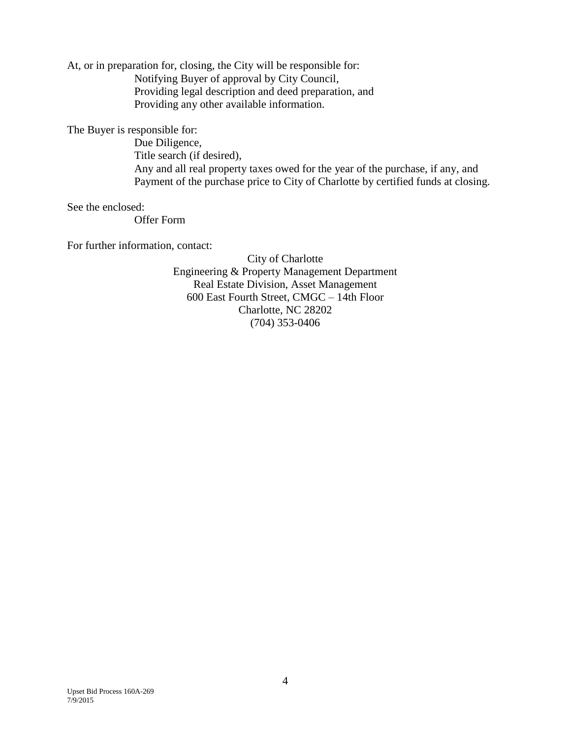At, or in preparation for, closing, the City will be responsible for:

- Notifying Buyer of approval by City Council,
- Providing legal description and deed preparation, and
- Providing any other available information.

The Buyer is responsible for:

- Due Diligence,
- Title search (if desired),
- Any and all real property taxes owed for the year of the purchase, if any, and
- Payment of the purchase price to City of Charlotte by certified funds at closing.

See the enclosed:

- Offer Form

For further information, contact:

City of Charlotte
Engineering & Property Management Department
Real Estate Division, Asset Management
600 East Fourth Street, CMGC – 14th Floor
Charlotte, NC 28202
(704) 353-0406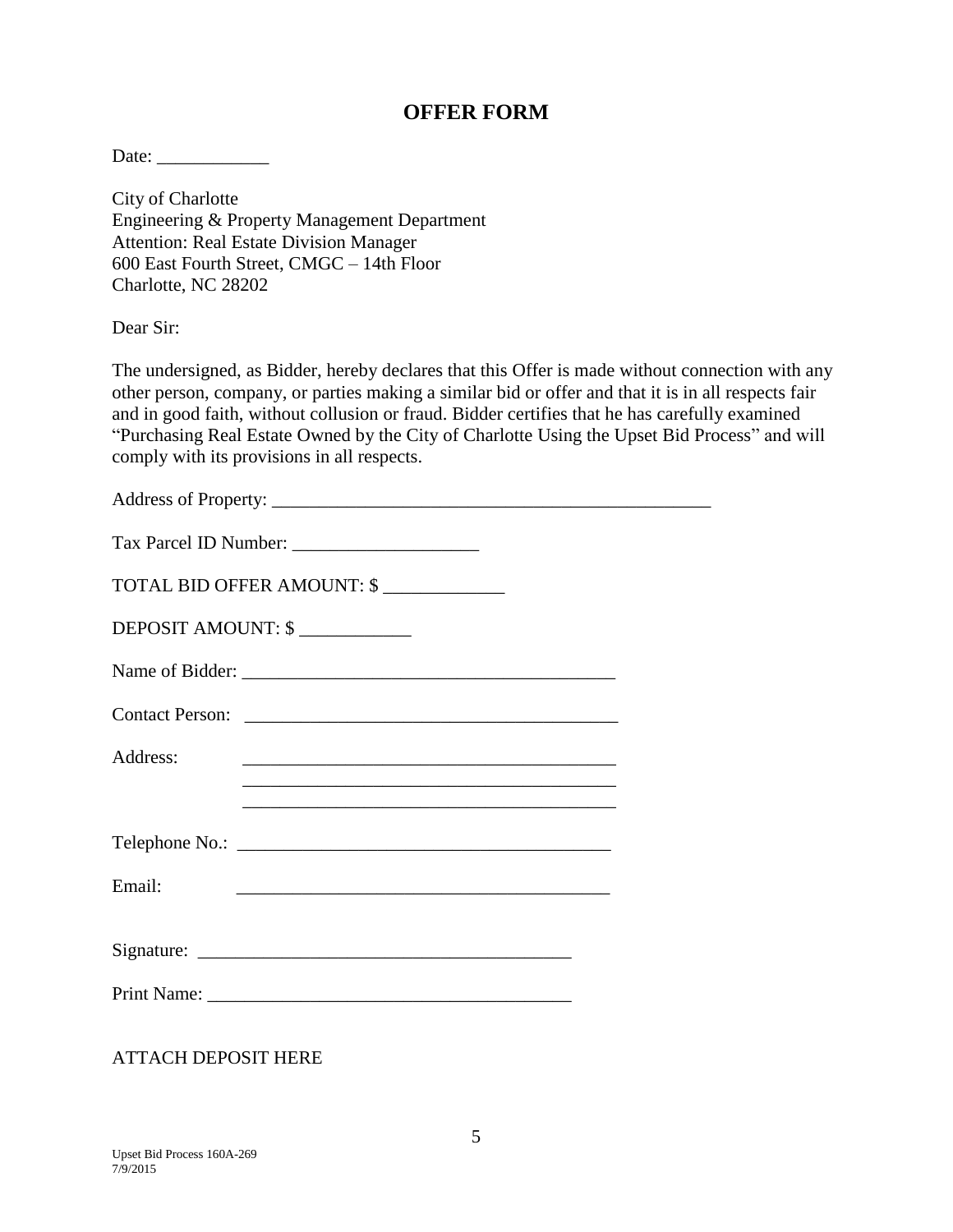# OFFER FORM

Date: ____________

City of Charlotte
Engineering & Property Management Department
Attention: Real Estate Division Manager
600 East Fourth Street, CMGC – 14th Floor
Charlotte, NC 28202

Dear Sir:

The undersigned, as Bidder, hereby declares that this Offer is made without connection with any other person, company, or parties making a similar bid or offer and that it is in all respects fair and in good faith, without collusion or fraud. Bidder certifies that he has carefully examined "Purchasing Real Estate Owned by the City of Charlotte Using the Upset Bid Process" and will comply with its provisions in all respects.

Address of Property: _________________________________________________

Tax Parcel ID Number: ____________________

TOTAL BID OFFER AMOUNT: $ _____________

DEPOSIT AMOUNT: $ ____________

Name of Bidder: ________________________________________

Contact Person: ________________________________________

Address: ________________________________________
________________________________________
________________________________________

Telephone No.: ________________________________________

Email: ________________________________________

Signature: ________________________________________

Print Name: ________________________________________

ATTACH DEPOSIT HERE

Upset Bid Process 160A-269
7/9/2015